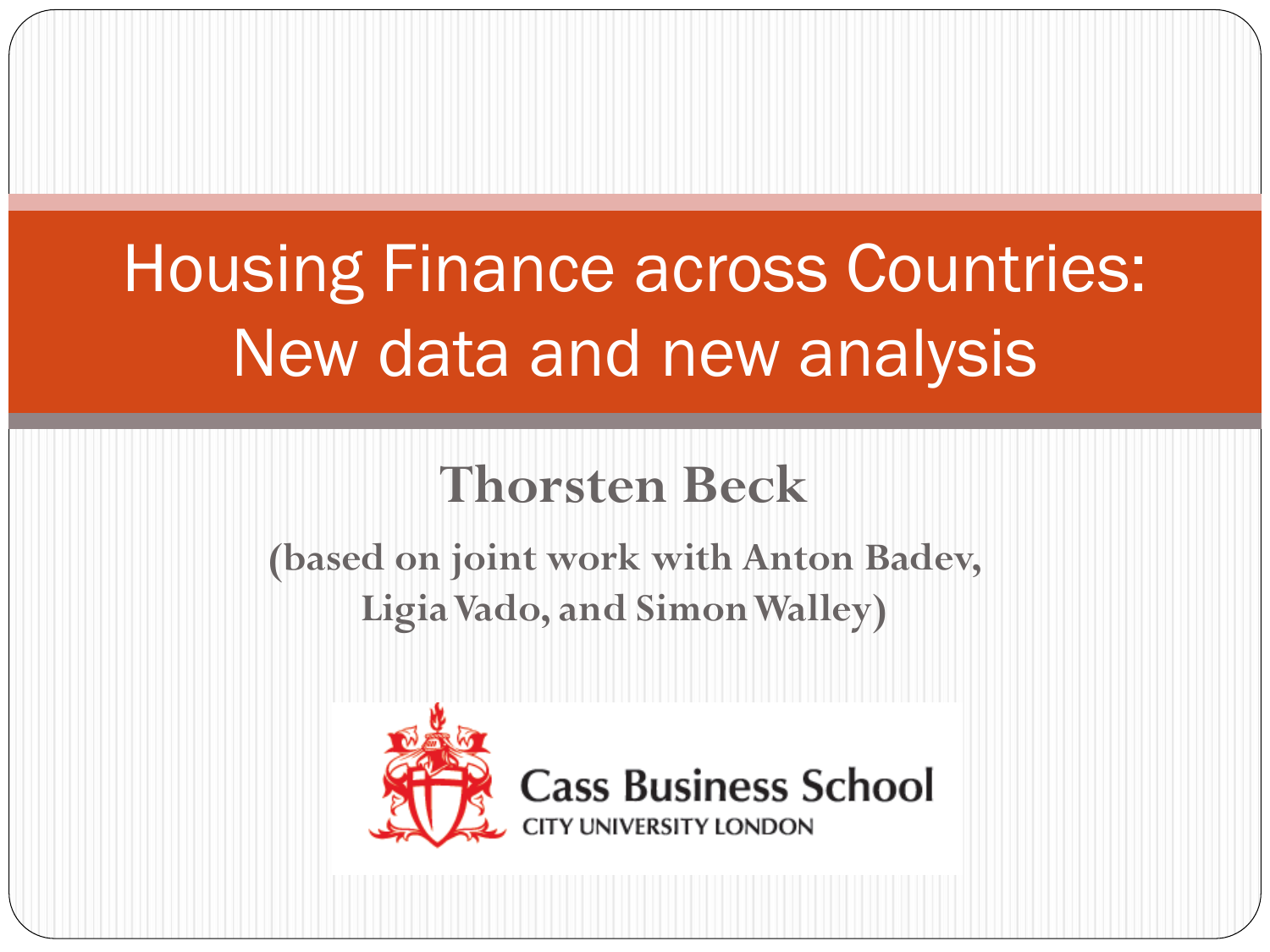# Housing Finance across Countries: New data and new analysis

**Thorsten Beck**

**(based on joint work with Anton Badev, Ligia Vado, and Simon Walley)**

Cass Business School
CITY UNIVERSITY LONDON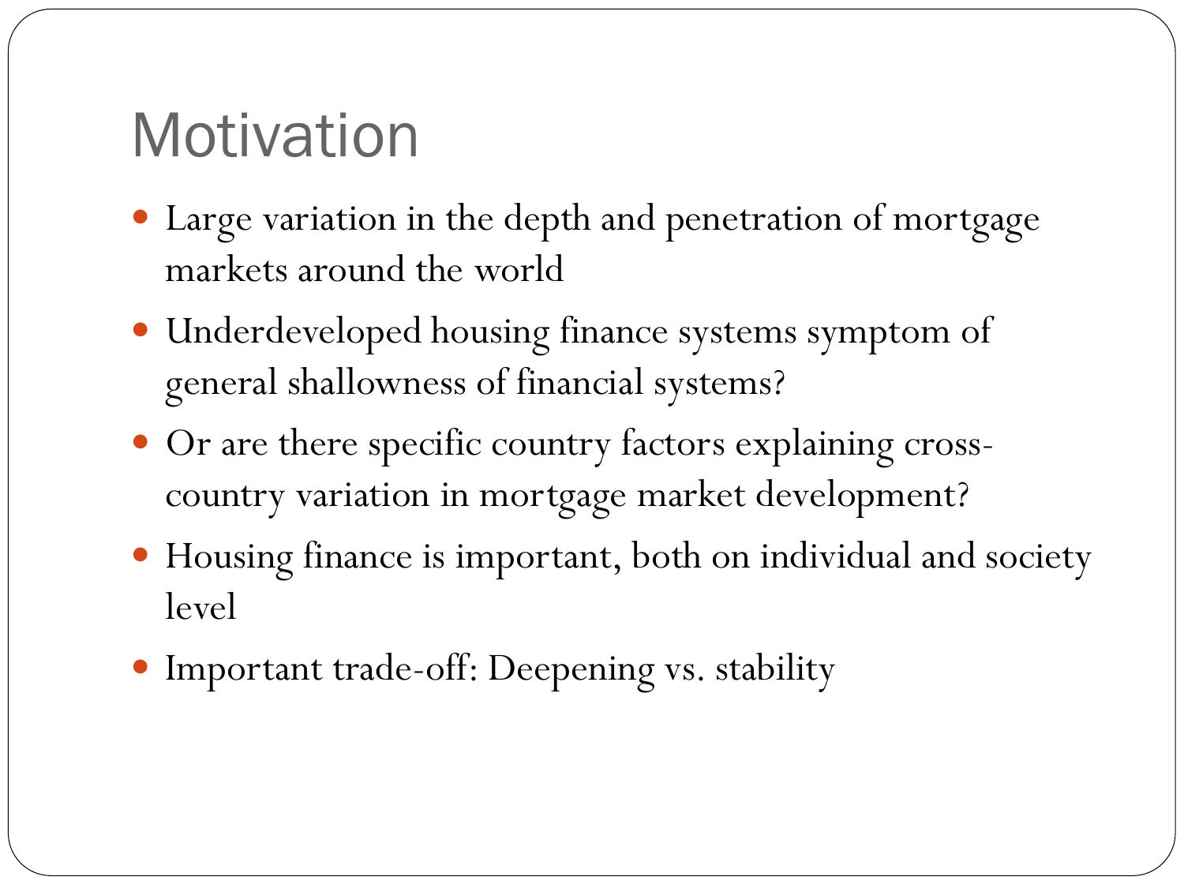# Motivation

- Large variation in the depth and penetration of mortgage markets around the world
- Underdeveloped housing finance systems symptom of general shallowness of financial systems?
- Or are there specific country factors explaining cross-country variation in mortgage market development?
- Housing finance is important, both on individual and society level
- Important trade-off: Deepening vs. stability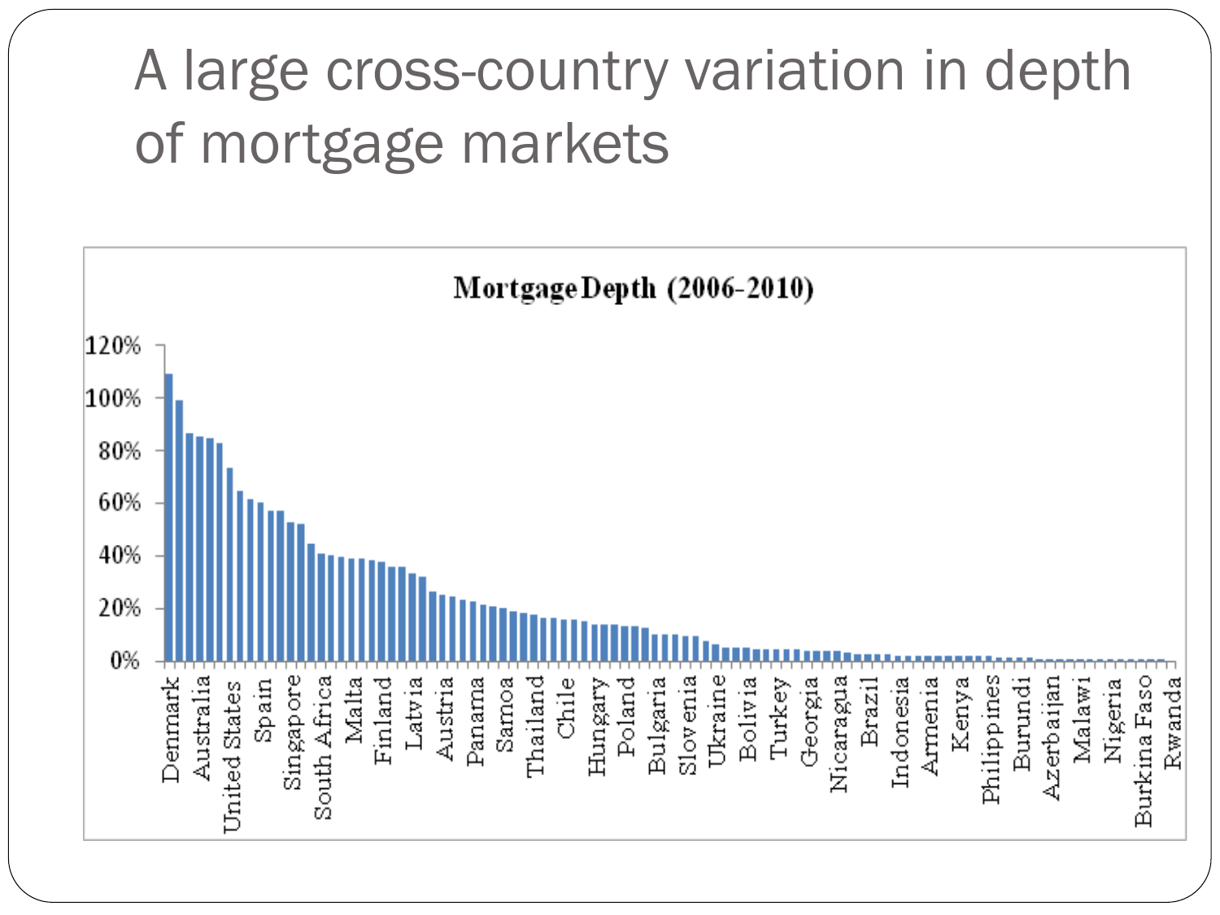# A large cross-country variation in depth of mortgage markets

**Mortgage Depth (2006-2010)**

120%
100%
80%
60%
40%
20%
0%

Denmark, Australia, United States, Spain, Singapore, South Africa, Malta, Finland, Latvia, Austria, Panama, Samoa, Thailand, Chile, Hungary, Poland, Bulgaria, Slovenia, Ukraine, Bolivia, Turkey, Georgia, Nicaragua, Brazil, Indonesia, Armenia, Kenya, Philippines, Burundi, Azerbaijan, Malawi, Nigeria, Burkina Faso, Rwanda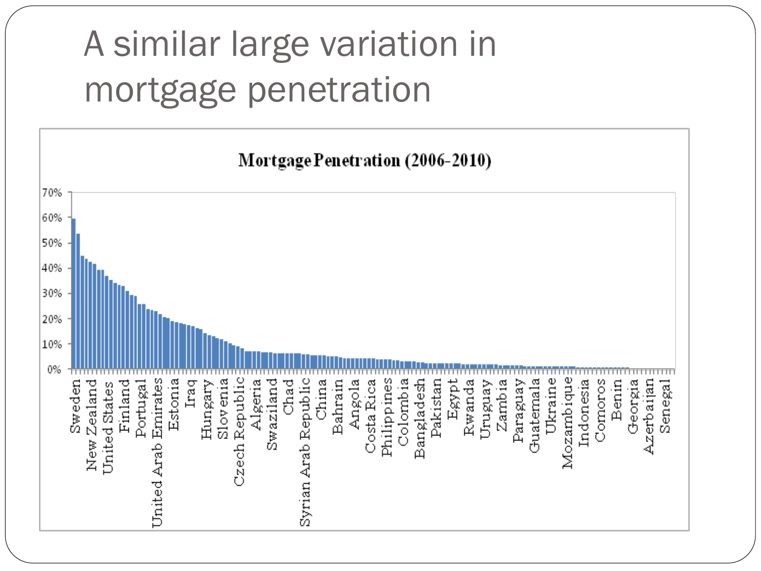# A similar large variation in mortgage penetration

**Mortgage Penetration (2006-2010)**

Y-axis: 0%, 10%, 20%, 30%, 40%, 50%, 60%, 70%

X-axis labels: Sweden, New Zealand, United States, Finland, Portugal, United Arab Emirates, Estonia, Iraq, Hungary, Slovenia, Czech Republic, Algeria, Swaziland, Chad, Syrian Arab Republic, China, Bahrain, Angola, Costa Rica, Philippines, Colombia, Bangladesh, Pakistan, Egypt, Rwanda, Uruguay, Zambia, Paraguay, Guatemala, Ukraine, Mozambique, Indonesia, Comoros, Benin, Georgia, Azerbaijan, Senegal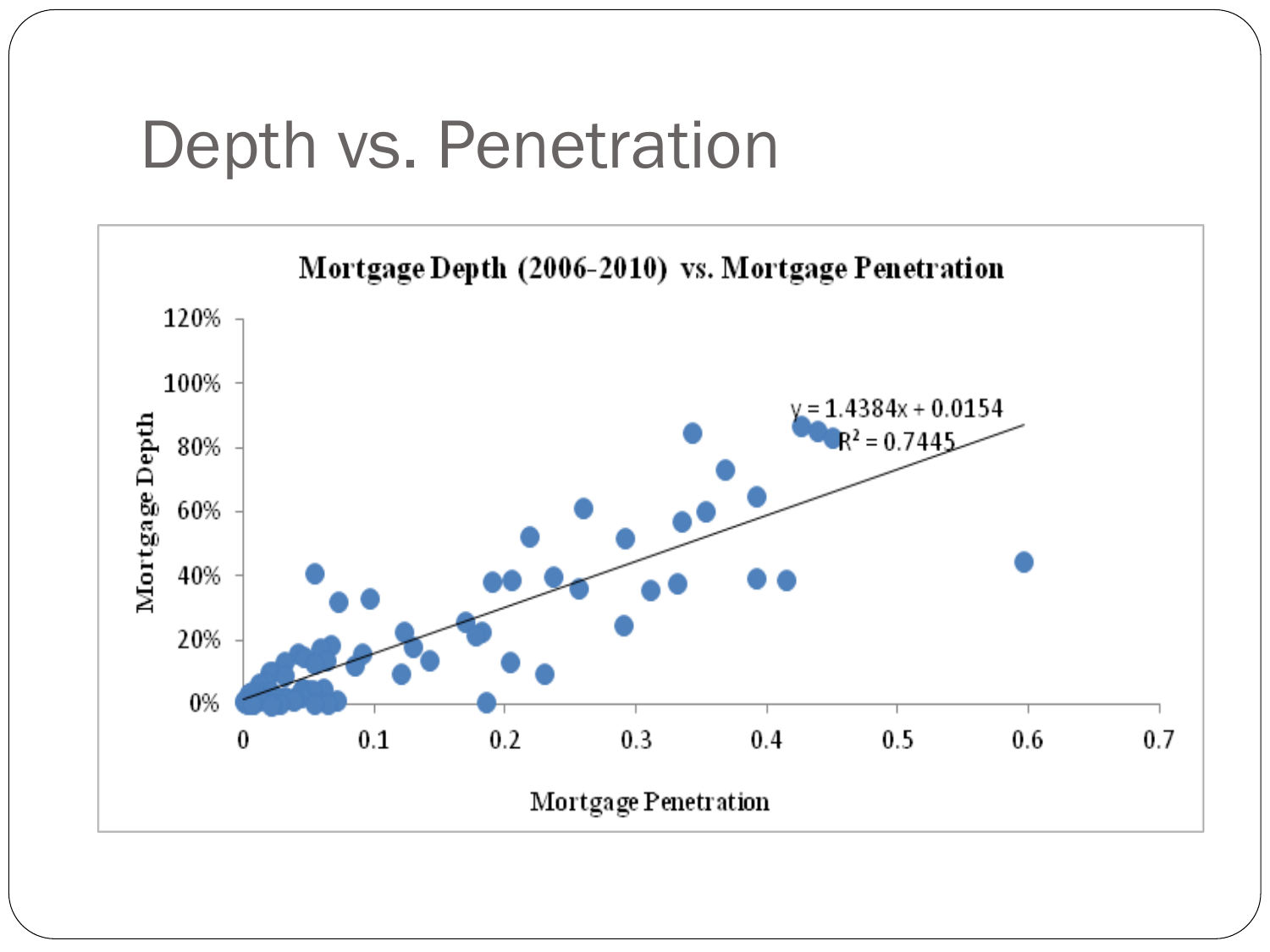# Depth vs. Penetration

**Mortgage Depth (2006-2010) vs. Mortgage Penetration**

$y = 1.4384x + 0.0154$

$R^2 = 0.7445$

Mortgage Depth

Mortgage Penetration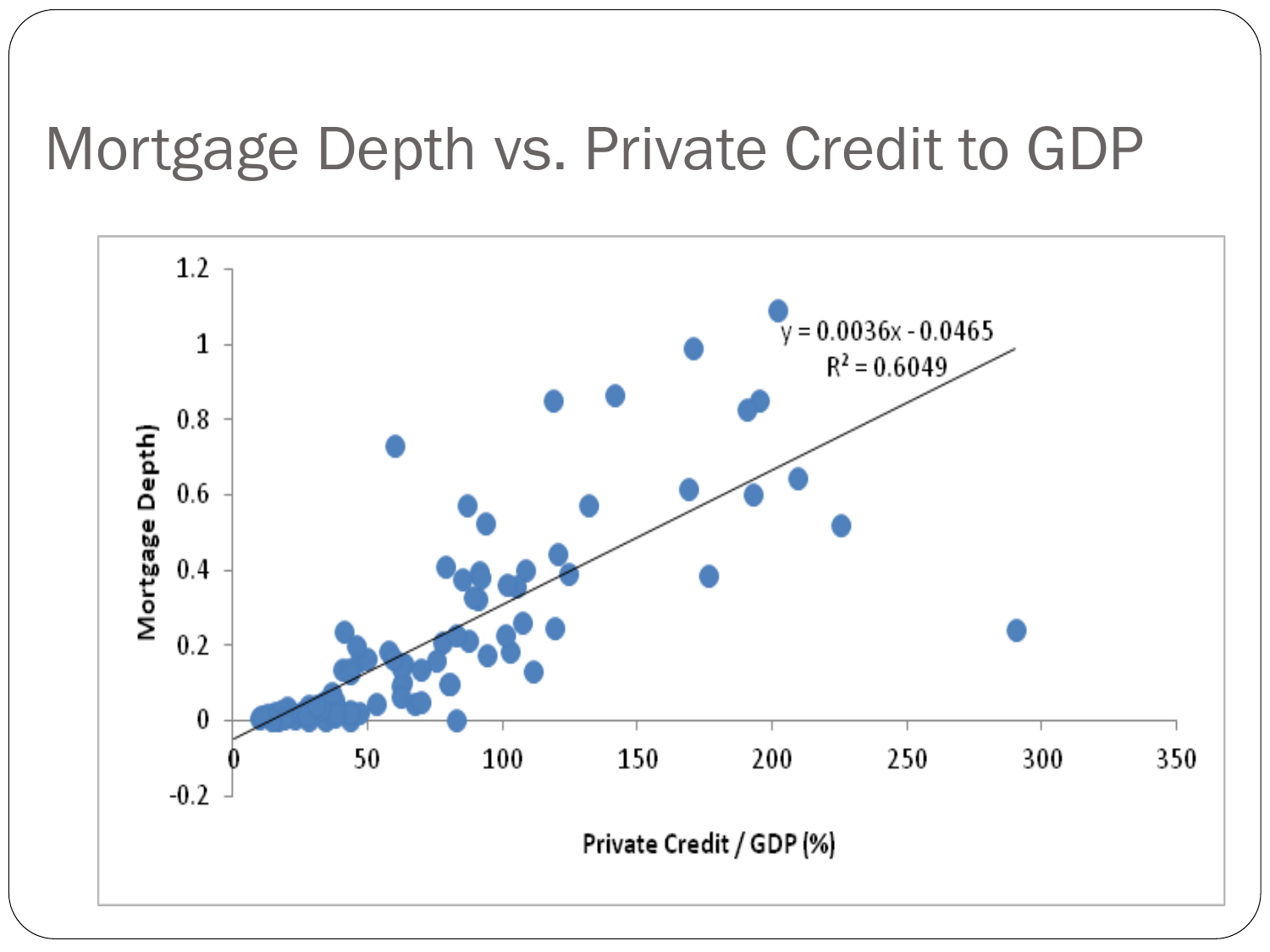# Mortgage Depth vs. Private Credit to GDP

$y = 0.0036x - 0.0465$

$R^2 = 0.6049$

Mortgage Depth)

Private Credit / GDP (%)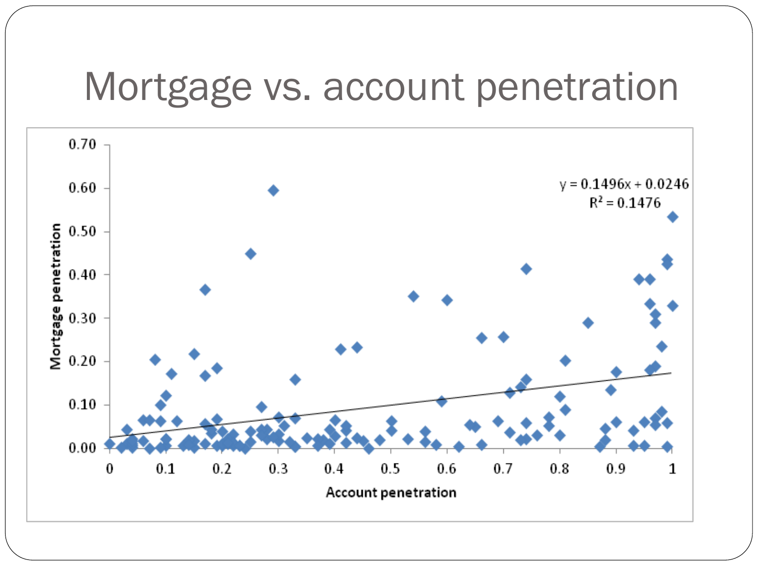# Mortgage vs. account penetration

$y = 0.1496x + 0.0246$

$R^2 = 0.1476$

Mortgage penetration

Account penetration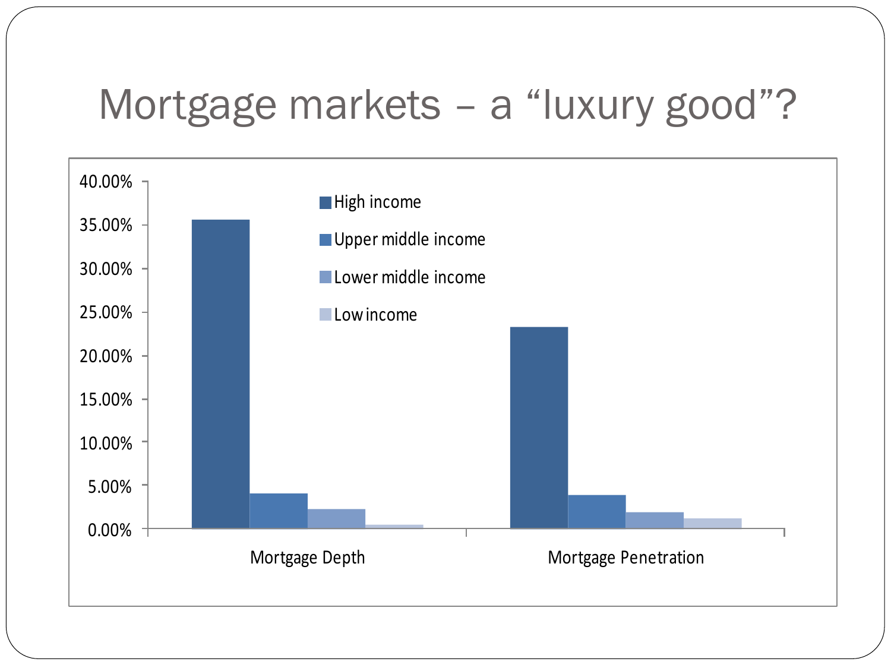# Mortgage markets – a "luxury good"?

| | High income | Upper middle income | Lower middle income | Low income |
|---|---|---|---|---|
| Mortgage Depth | ~35.6% | ~4.0% | ~2.2% | ~0.4% |
| Mortgage Penetration | ~23.2% | ~3.8% | ~1.8% | ~1.1% |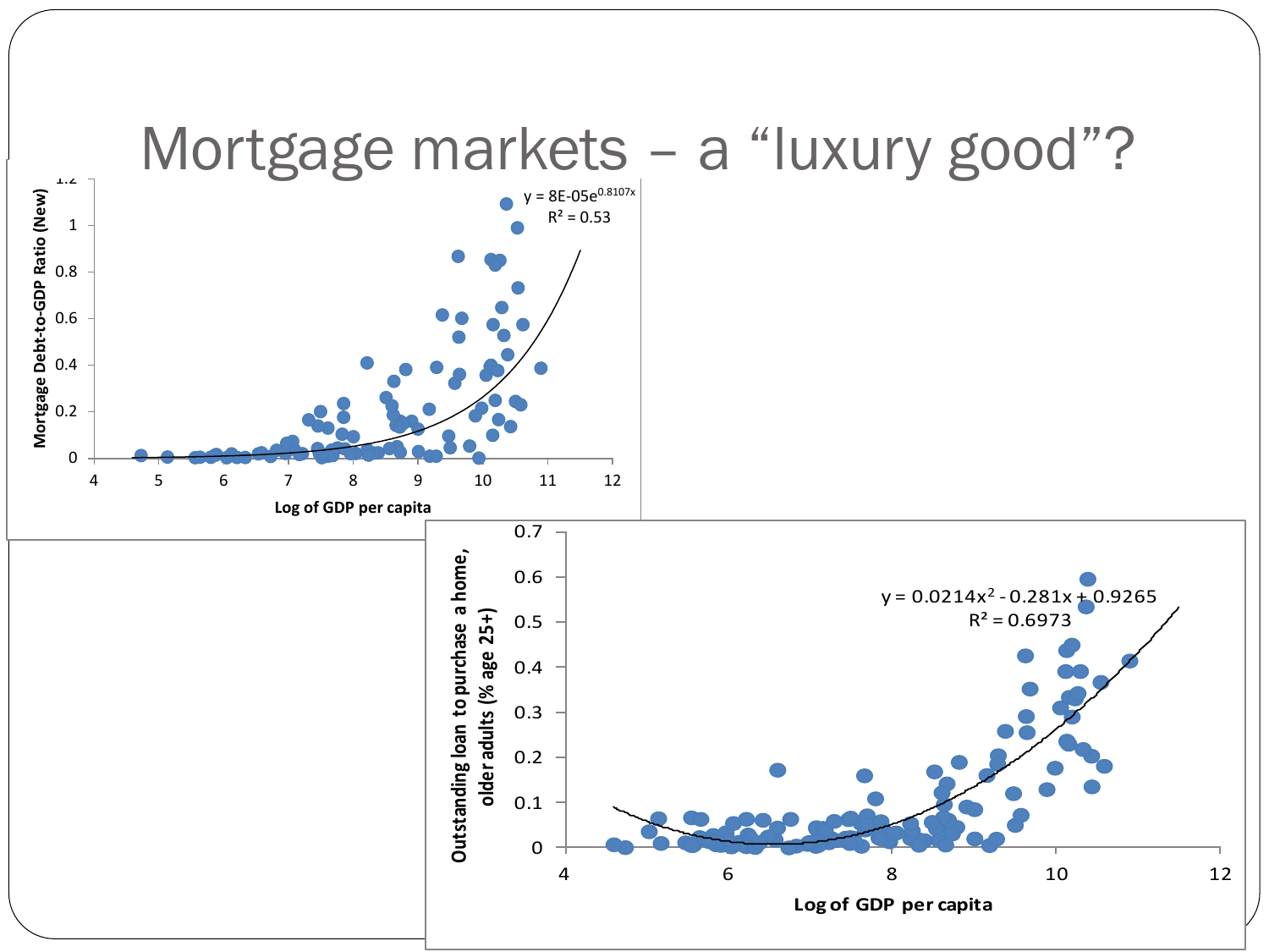# Mortgage markets – a "luxury good"?

$y = 8E\text{-}05e^{0.8107x}$
$R^2 = 0.53$

Mortgage Debt-to-GDP Ratio (New)

Log of GDP per capita

$y = 0.0214x^2 - 0.281x + 0.9265$
$R^2 = 0.6973$

Outstanding loan to purchase a home, older adults (% age 25+)

Log of GDP per capita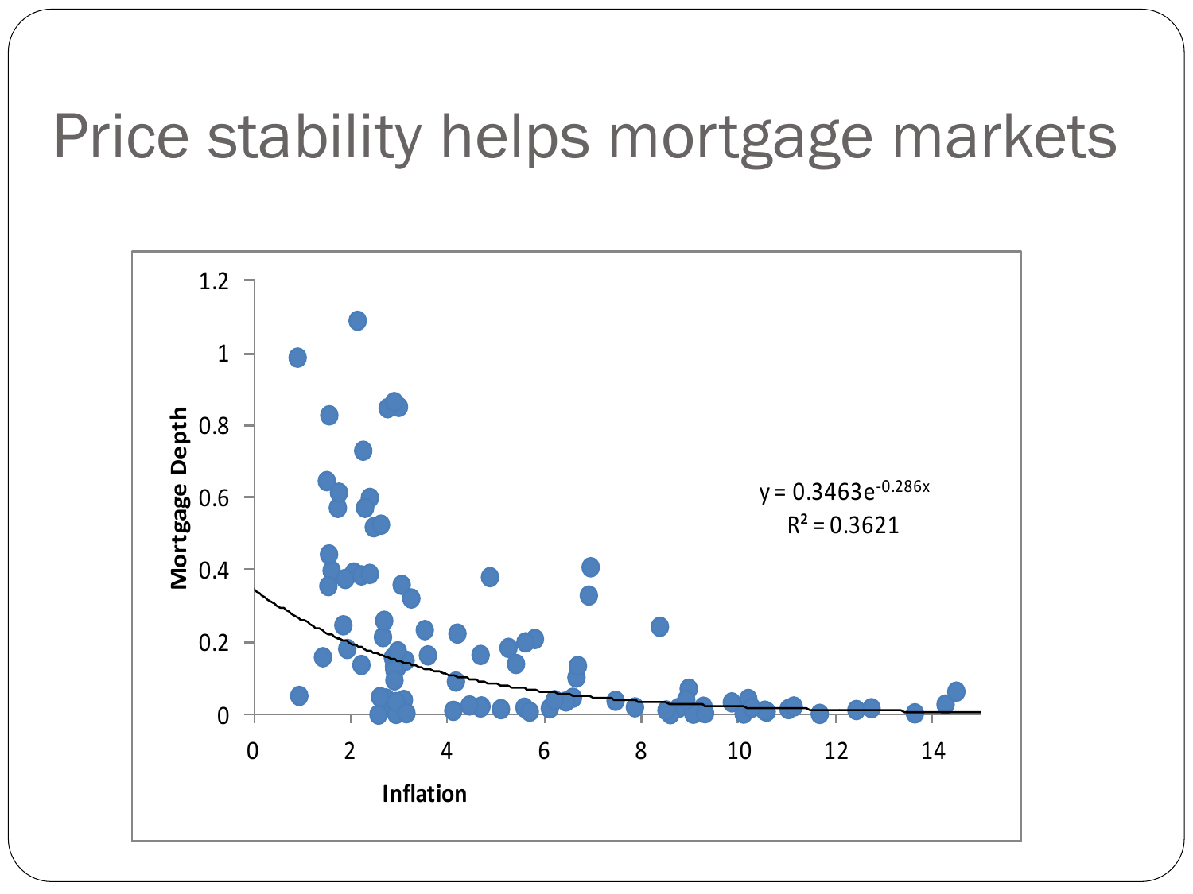# Price stability helps mortgage markets

$y = 0.3463e^{-0.286x}$

$R^2 = 0.3621$

Mortgage Depth

Inflation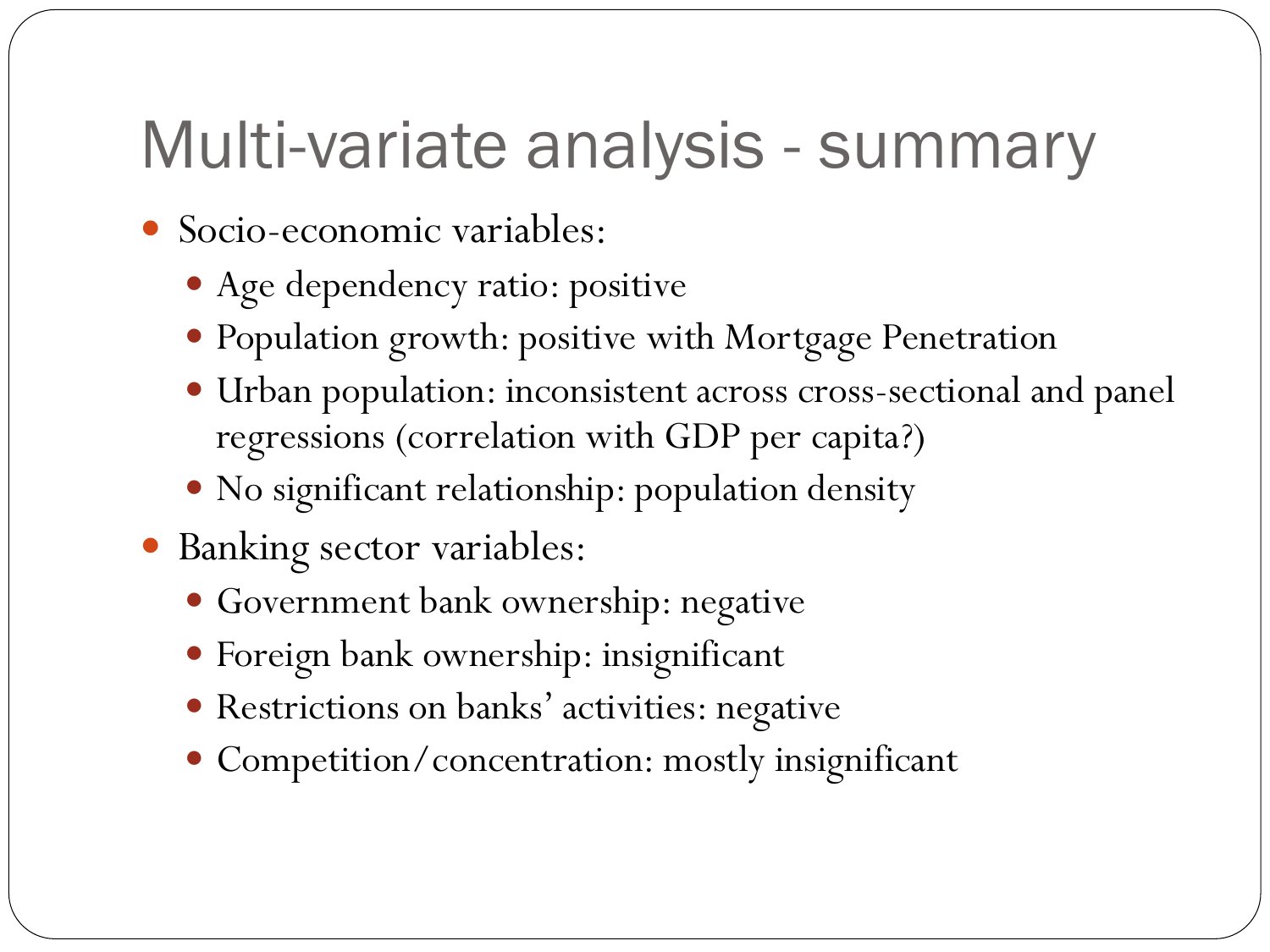# Multi-variate analysis - summary

- Socio-economic variables:
  - Age dependency ratio: positive
  - Population growth: positive with Mortgage Penetration
  - Urban population: inconsistent across cross-sectional and panel regressions (correlation with GDP per capita?)
  - No significant relationship: population density
- Banking sector variables:
  - Government bank ownership: negative
  - Foreign bank ownership: insignificant
  - Restrictions on banks' activities: negative
  - Competition/concentration: mostly insignificant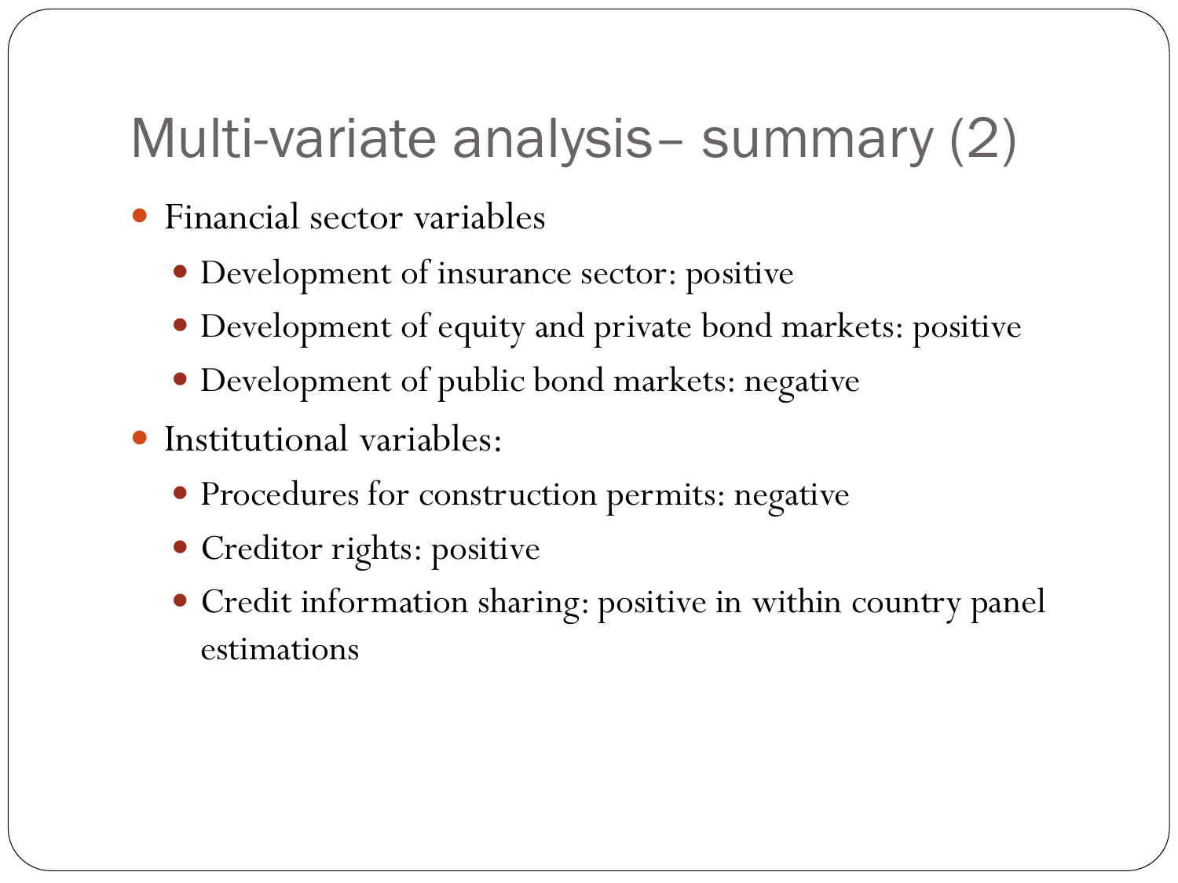# Multi-variate analysis– summary (2)

- Financial sector variables
  - Development of insurance sector: positive
  - Development of equity and private bond markets: positive
  - Development of public bond markets: negative
- Institutional variables:
  - Procedures for construction permits: negative
  - Creditor rights: positive
  - Credit information sharing: positive in within country panel estimations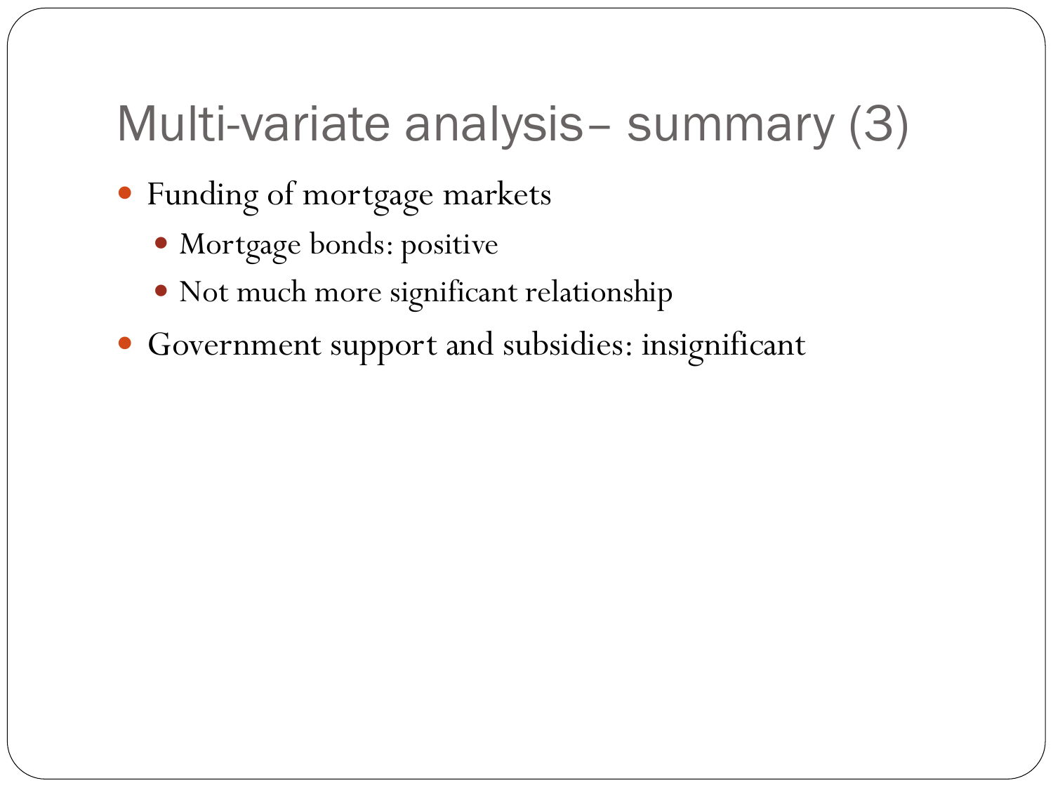# Multi-variate analysis– summary (3)

- Funding of mortgage markets
  - Mortgage bonds: positive
  - Not much more significant relationship
- Government support and subsidies: insignificant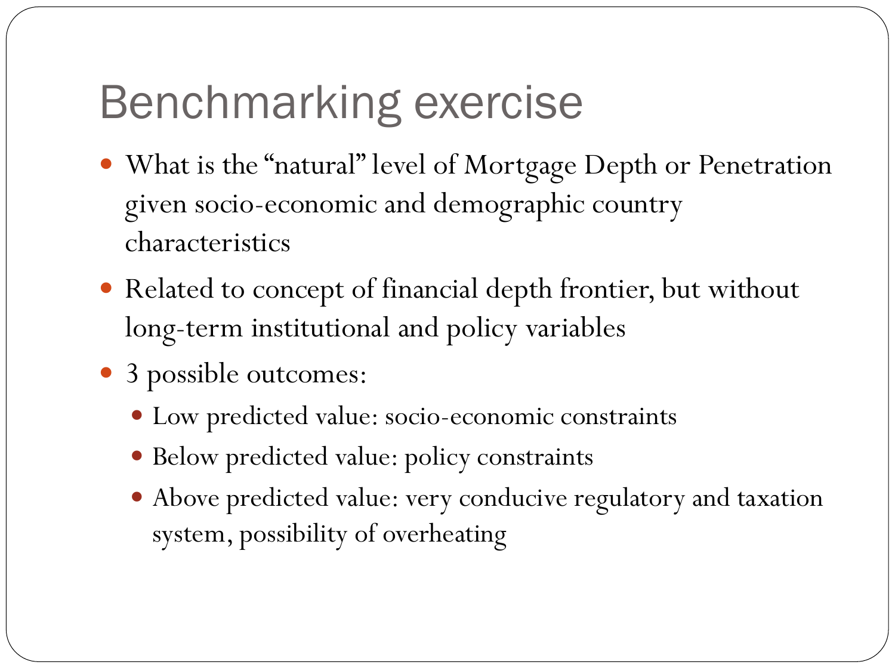# Benchmarking exercise

- What is the "natural" level of Mortgage Depth or Penetration given socio-economic and demographic country characteristics
- Related to concept of financial depth frontier, but without long-term institutional and policy variables
- 3 possible outcomes:
  - Low predicted value: socio-economic constraints
  - Below predicted value: policy constraints
  - Above predicted value: very conducive regulatory and taxation system, possibility of overheating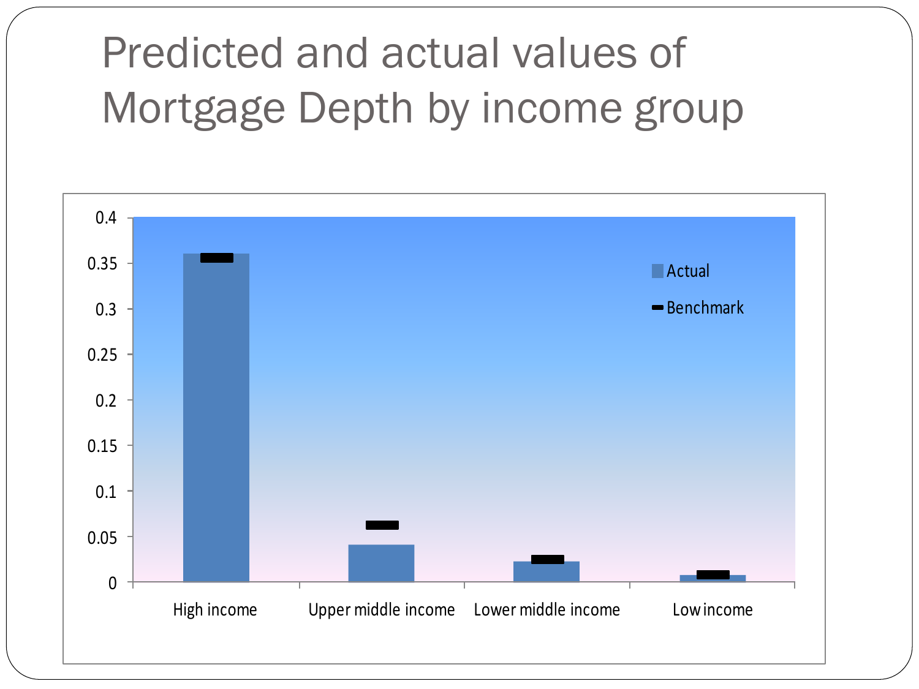# Predicted and actual values of Mortgage Depth by income group

Actual

Benchmark

0.4

0.35

0.3

0.25

0.2

0.15

0.1

0.05

0

High income | Upper middle income | Lower middle income | Low income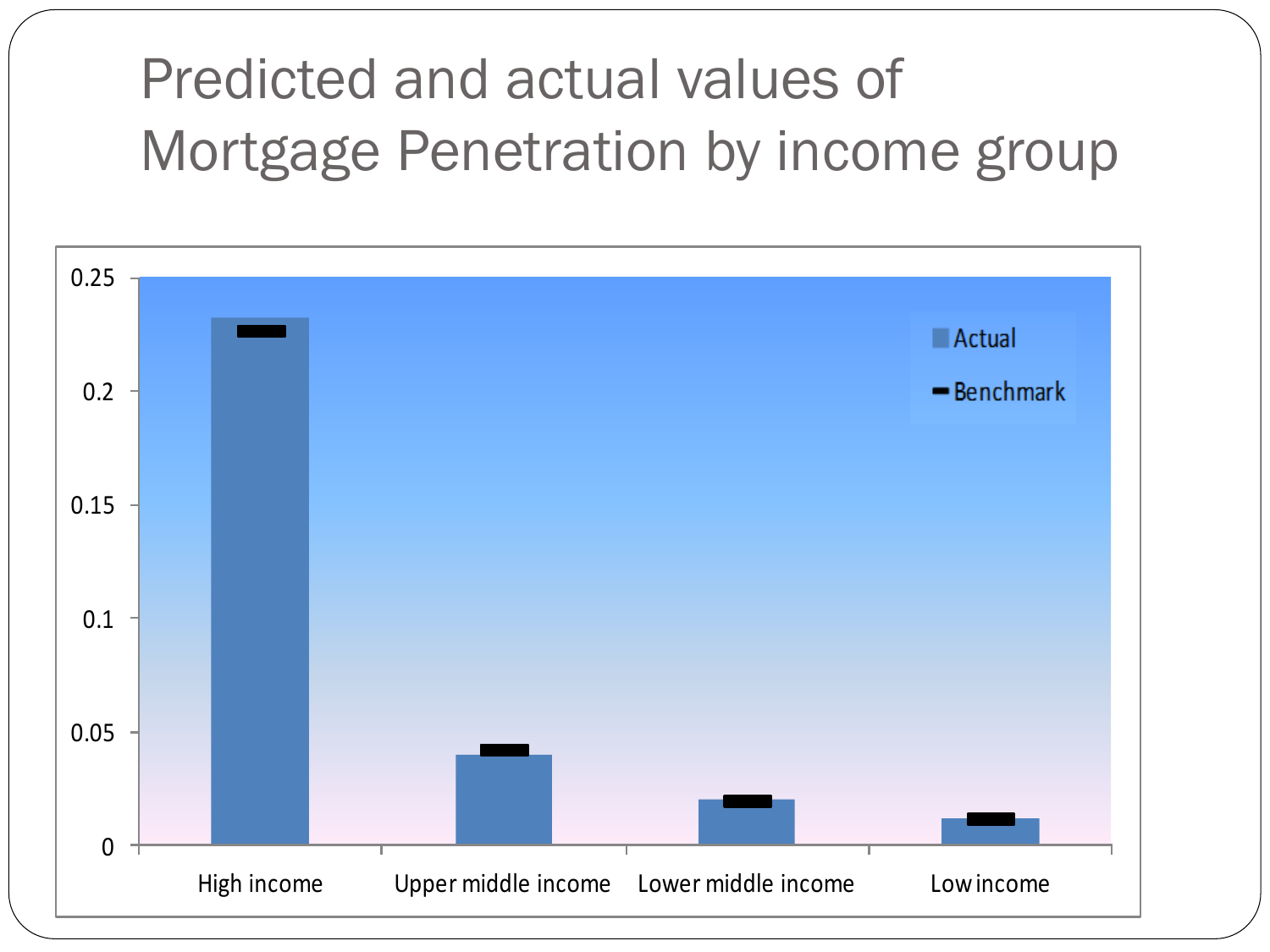# Predicted and actual values of Mortgage Penetration by income group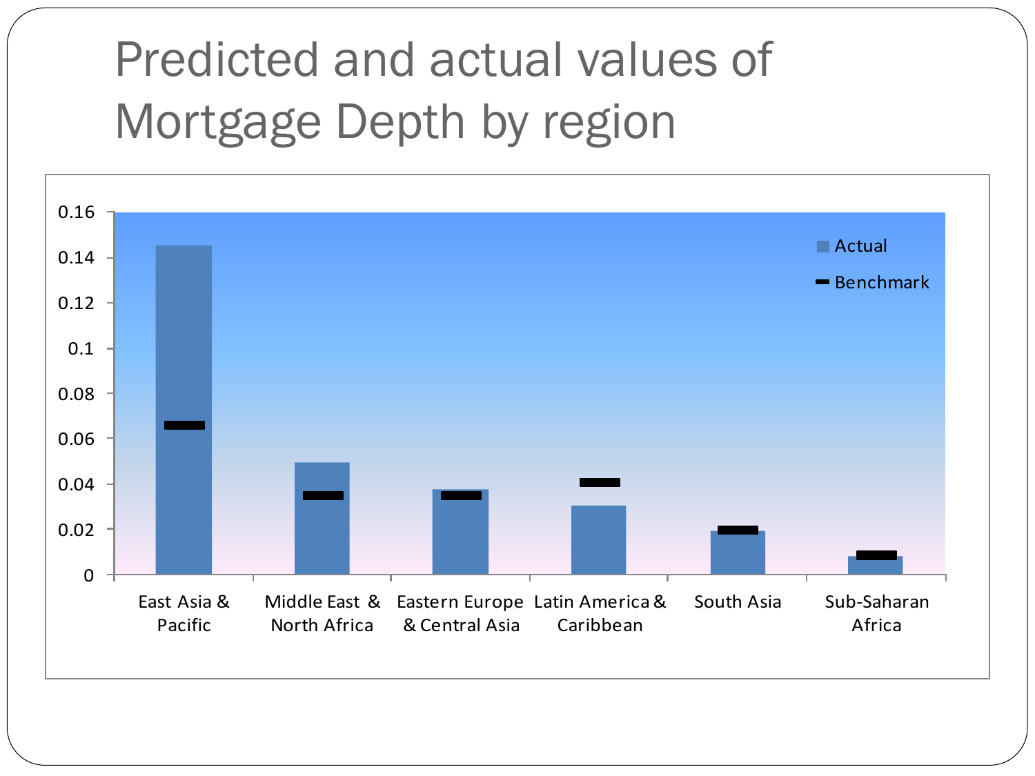# Predicted and actual values of Mortgage Depth by region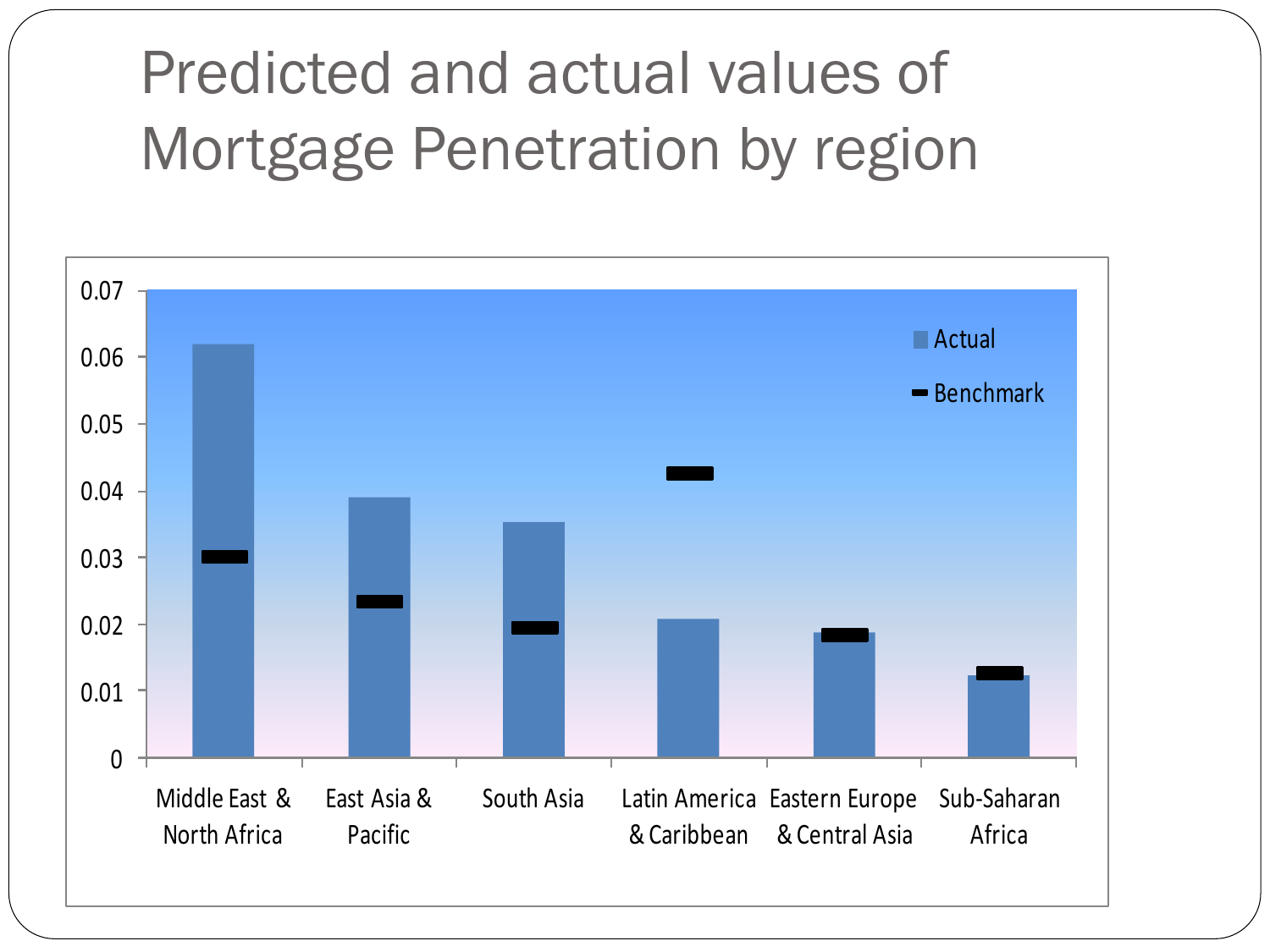# Predicted and actual values of Mortgage Penetration by region

| Region | Actual | Benchmark |
|---|---|---|
| Middle East & North Africa | 0.062 | 0.030 |
| East Asia & Pacific | 0.039 | 0.023 |
| South Asia | 0.035 | 0.019 |
| Latin America & Caribbean | 0.021 | 0.042 |
| Eastern Europe & Central Asia | 0.019 | 0.018 |
| Sub-Saharan Africa | 0.012 | 0.013 |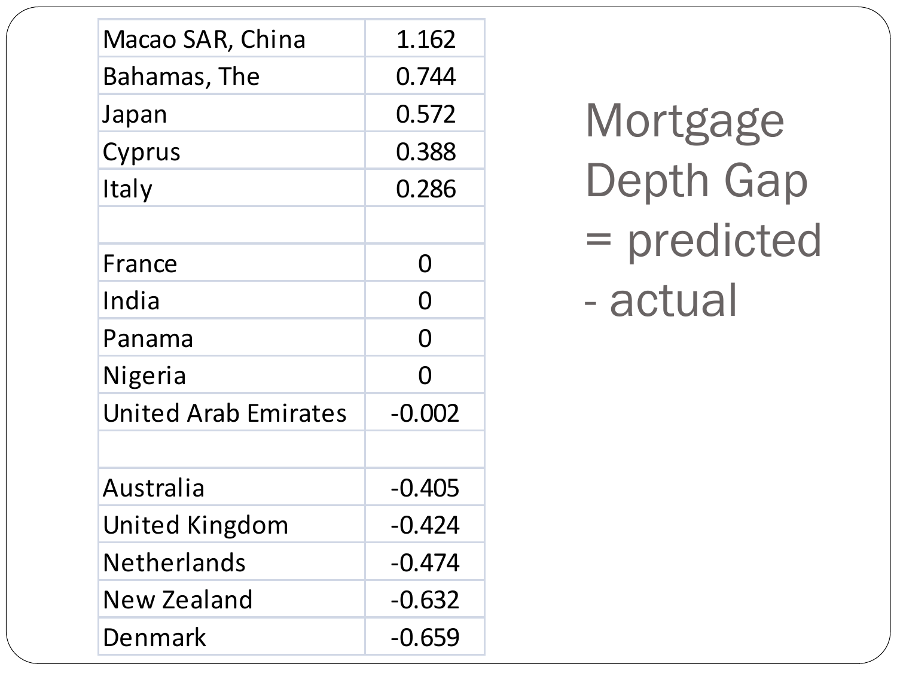# Mortgage Depth Gap = predicted - actual

| | |
|---|---|
| Macao SAR, China | 1.162 |
| Bahamas, The | 0.744 |
| Japan | 0.572 |
| Cyprus | 0.388 |
| Italy | 0.286 |
| | |
| France | 0 |
| India | 0 |
| Panama | 0 |
| Nigeria | 0 |
| United Arab Emirates | -0.002 |
| | |
| Australia | -0.405 |
| United Kingdom | -0.424 |
| Netherlands | -0.474 |
| New Zealand | -0.632 |
| Denmark | -0.659 |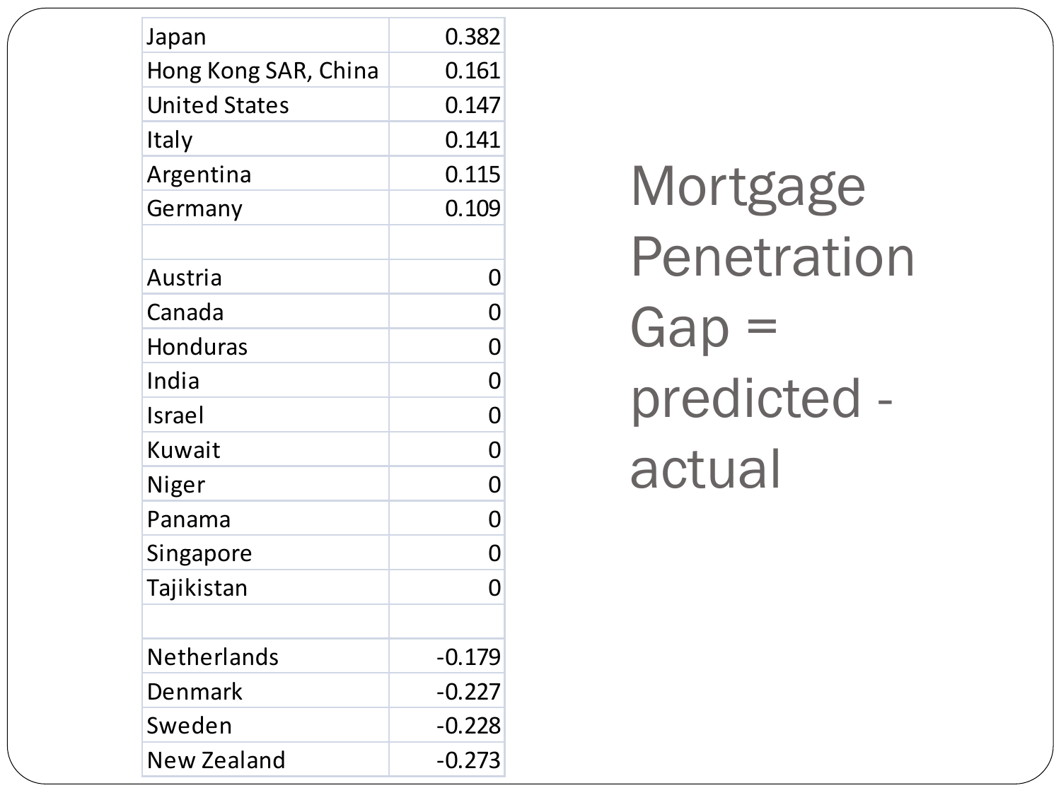# Mortgage Penetration Gap = predicted - actual

| Country | Gap |
|---|---|
| Japan | 0.382 |
| Hong Kong SAR, China | 0.161 |
| United States | 0.147 |
| Italy | 0.141 |
| Argentina | 0.115 |
| Germany | 0.109 |
| | |
| Austria | 0 |
| Canada | 0 |
| Honduras | 0 |
| India | 0 |
| Israel | 0 |
| Kuwait | 0 |
| Niger | 0 |
| Panama | 0 |
| Singapore | 0 |
| Tajikistan | 0 |
| | |
| Netherlands | -0.179 |
| Denmark | -0.227 |
| Sweden | -0.228 |
| New Zealand | -0.273 |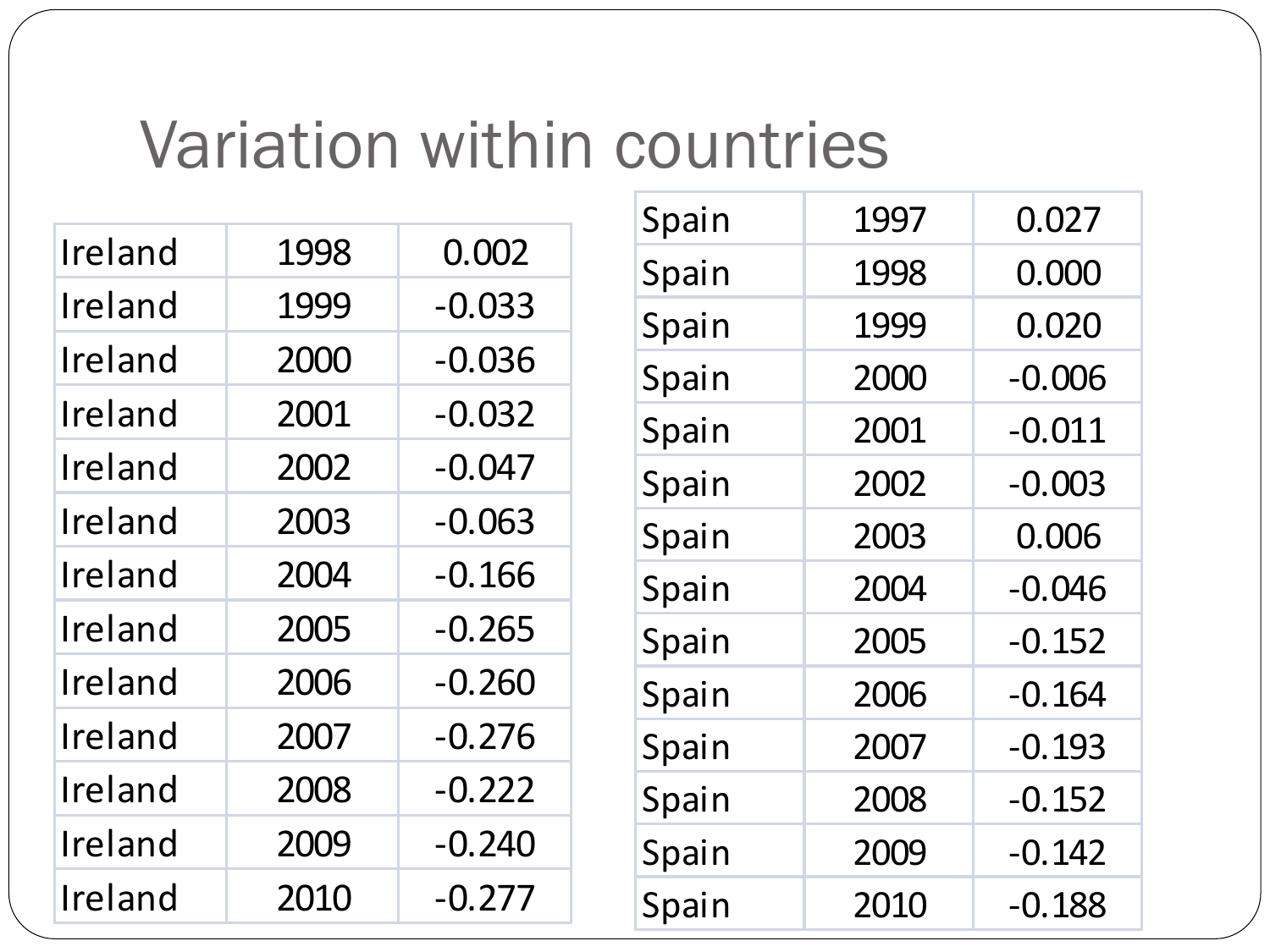# Variation within countries

| Ireland | 1998 | 0.002 |
|---|---|---|
| Ireland | 1999 | -0.033 |
| Ireland | 2000 | -0.036 |
| Ireland | 2001 | -0.032 |
| Ireland | 2002 | -0.047 |
| Ireland | 2003 | -0.063 |
| Ireland | 2004 | -0.166 |
| Ireland | 2005 | -0.265 |
| Ireland | 2006 | -0.260 |
| Ireland | 2007 | -0.276 |
| Ireland | 2008 | -0.222 |
| Ireland | 2009 | -0.240 |
| Ireland | 2010 | -0.277 |

| Spain | 1997 | 0.027 |
|---|---|---|
| Spain | 1998 | 0.000 |
| Spain | 1999 | 0.020 |
| Spain | 2000 | -0.006 |
| Spain | 2001 | -0.011 |
| Spain | 2002 | -0.003 |
| Spain | 2003 | 0.006 |
| Spain | 2004 | -0.046 |
| Spain | 2005 | -0.152 |
| Spain | 2006 | -0.164 |
| Spain | 2007 | -0.193 |
| Spain | 2008 | -0.152 |
| Spain | 2009 | -0.142 |
| Spain | 2010 | -0.188 |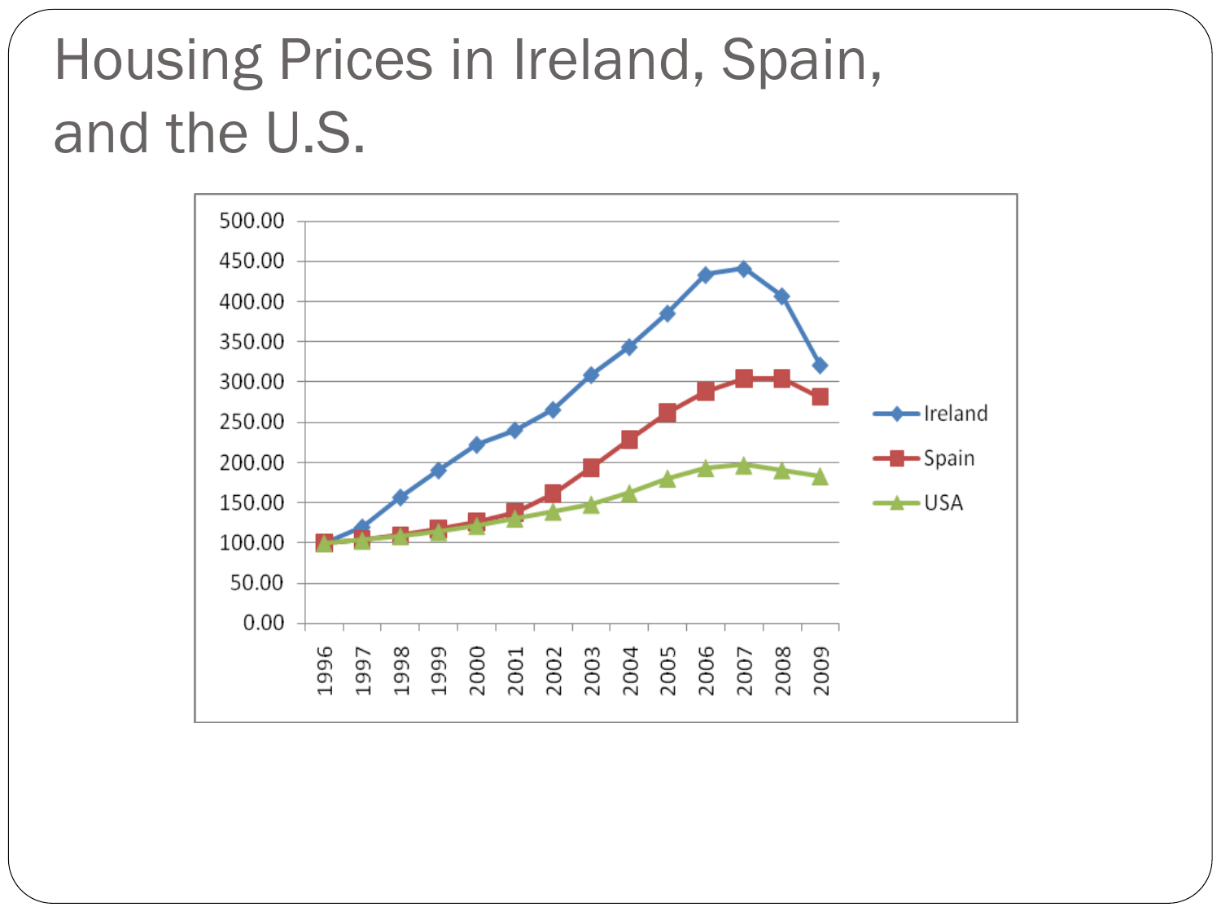# Housing Prices in Ireland, Spain, and the U.S.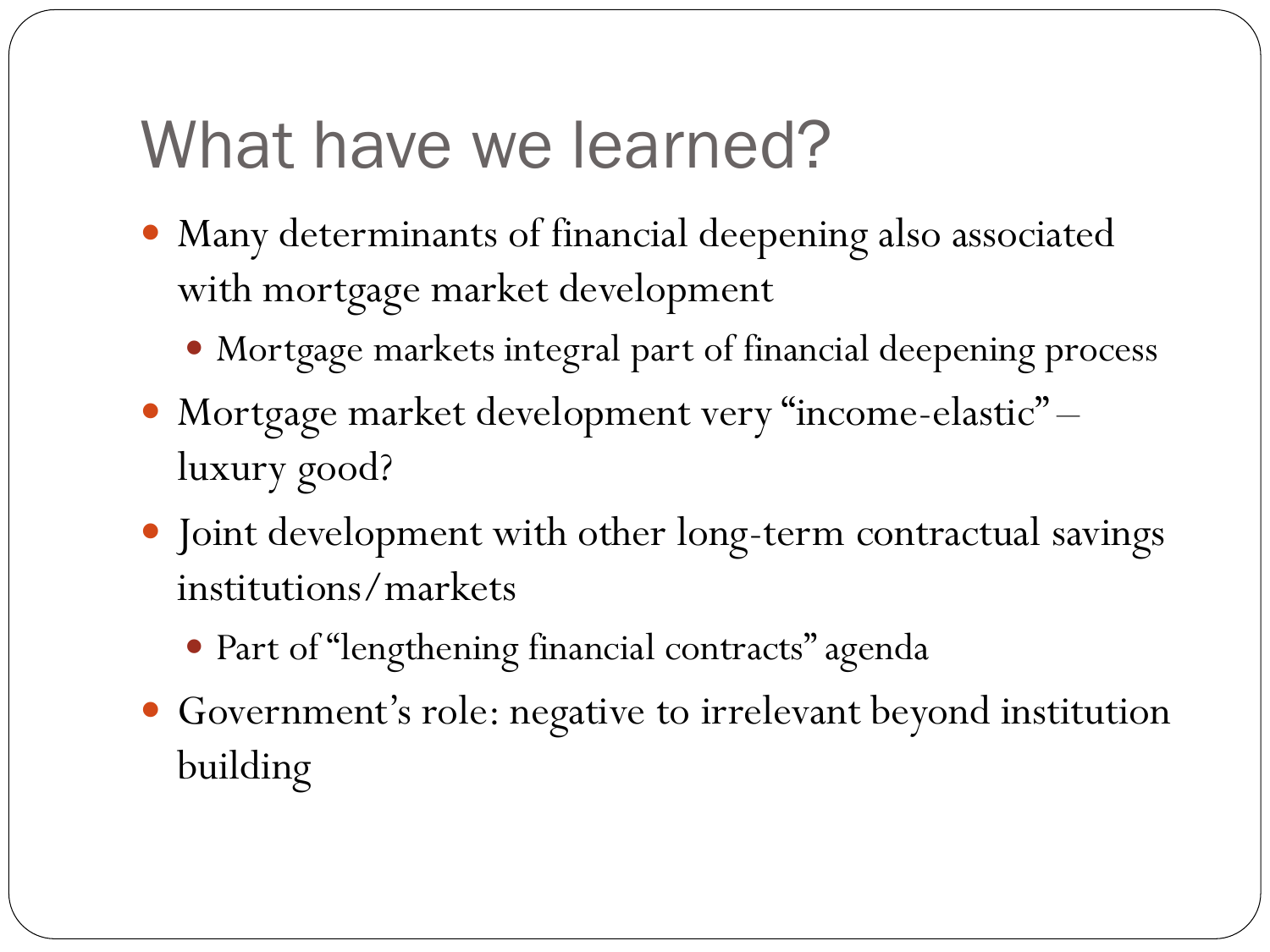# What have we learned?

- Many determinants of financial deepening also associated with mortgage market development
  - Mortgage markets integral part of financial deepening process
- Mortgage market development very "income-elastic" – luxury good?
- Joint development with other long-term contractual savings institutions/markets
  - Part of "lengthening financial contracts" agenda
- Government's role: negative to irrelevant beyond institution building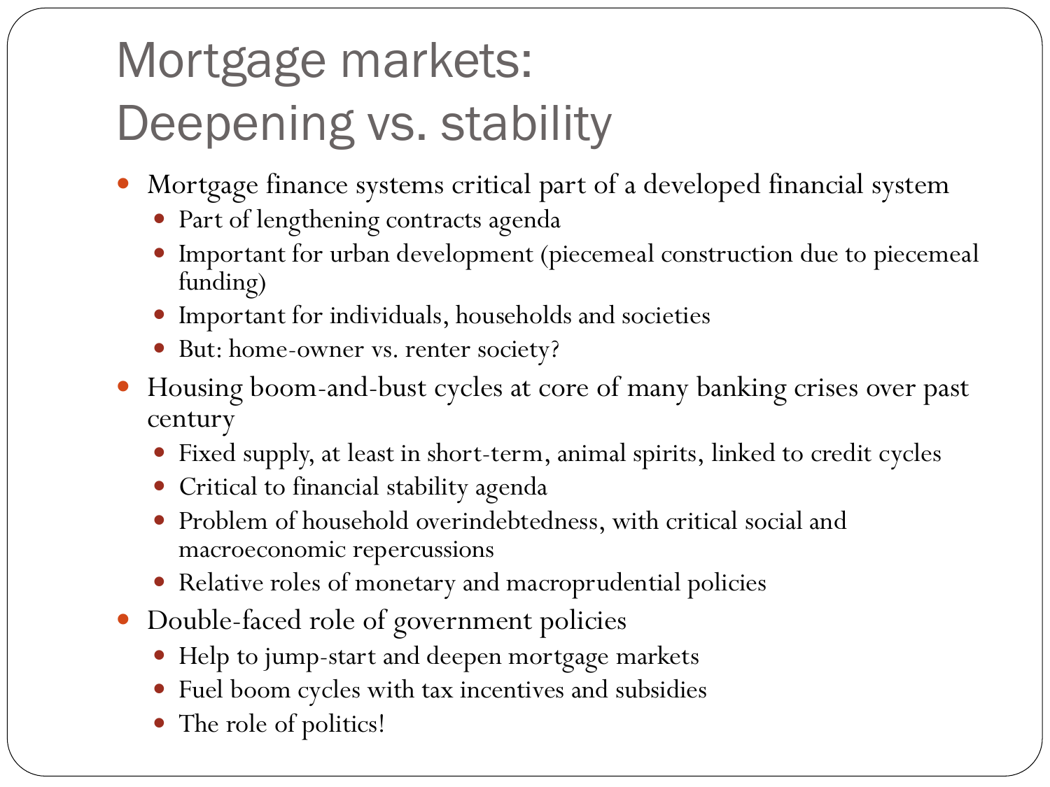# Mortgage markets: Deepening vs. stability

- Mortgage finance systems critical part of a developed financial system
  - Part of lengthening contracts agenda
  - Important for urban development (piecemeal construction due to piecemeal funding)
  - Important for individuals, households and societies
  - But: home-owner vs. renter society?
- Housing boom-and-bust cycles at core of many banking crises over past century
  - Fixed supply, at least in short-term, animal spirits, linked to credit cycles
  - Critical to financial stability agenda
  - Problem of household overindebtedness, with critical social and macroeconomic repercussions
  - Relative roles of monetary and macroprudential policies
- Double-faced role of government policies
  - Help to jump-start and deepen mortgage markets
  - Fuel boom cycles with tax incentives and subsidies
  - The role of politics!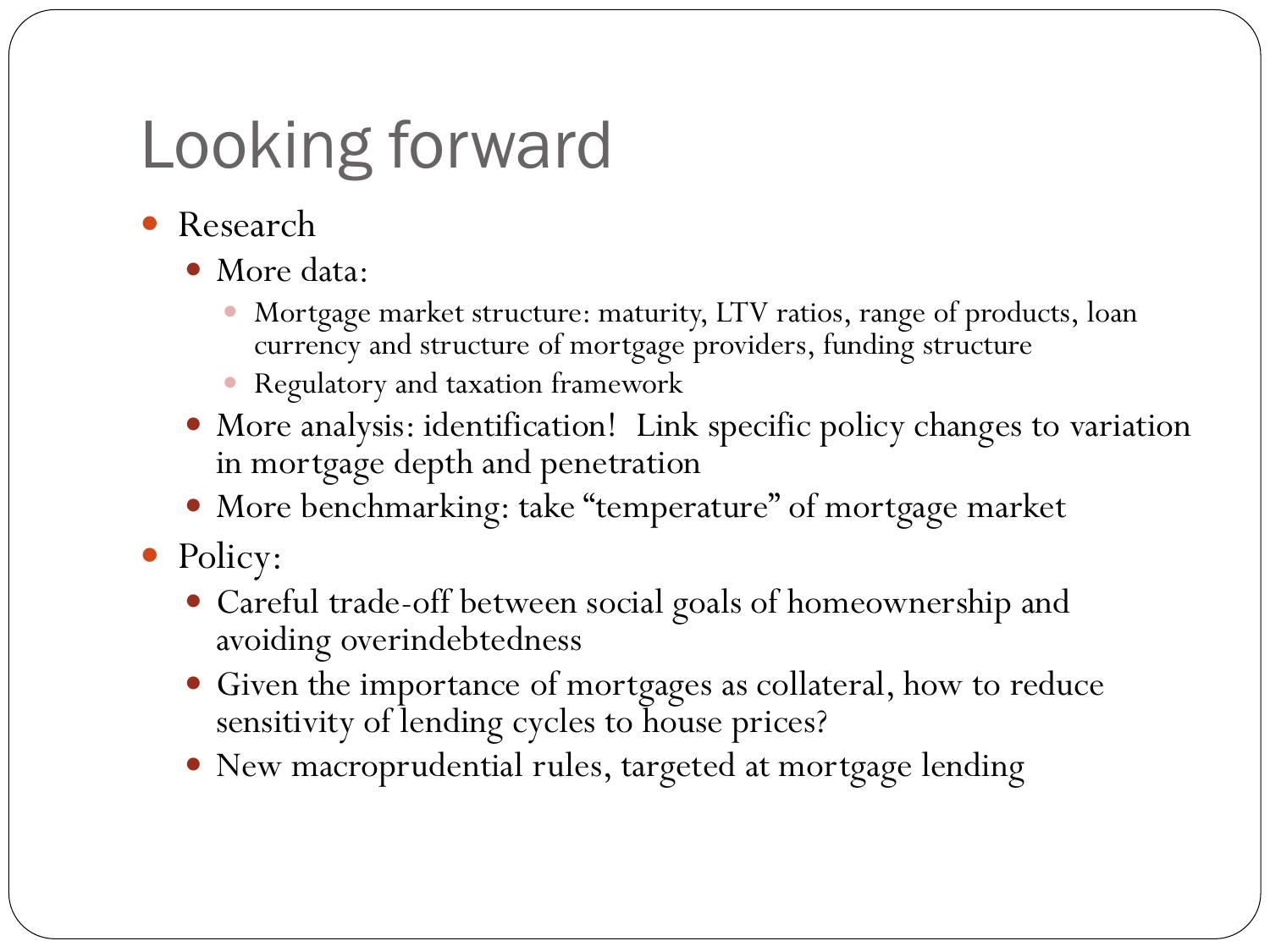# Looking forward

- Research
  - More data:
    - Mortgage market structure: maturity, LTV ratios, range of products, loan currency and structure of mortgage providers, funding structure
    - Regulatory and taxation framework
  - More analysis: identification! Link specific policy changes to variation in mortgage depth and penetration
  - More benchmarking: take "temperature" of mortgage market
- Policy:
  - Careful trade-off between social goals of homeownership and avoiding overindebtedness
  - Given the importance of mortgages as collateral, how to reduce sensitivity of lending cycles to house prices?
  - New macroprudential rules, targeted at mortgage lending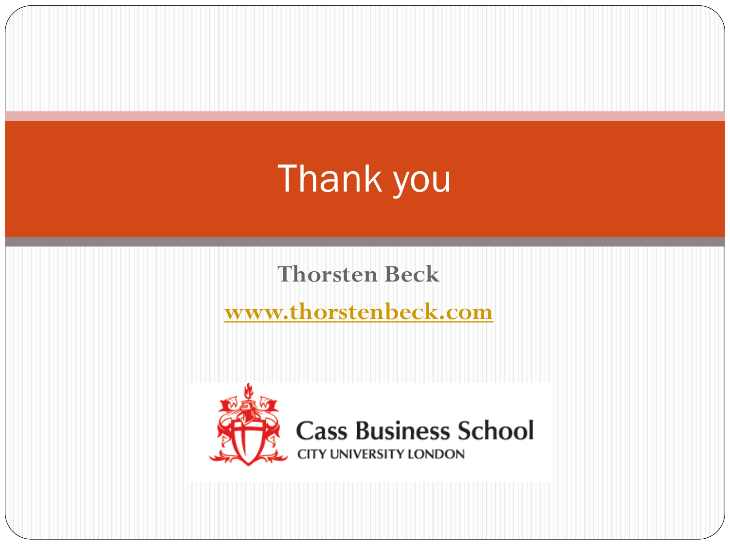# Thank you

**Thorsten Beck**

**www.thorstenbeck.com**

Cass Business School

CITY UNIVERSITY LONDON